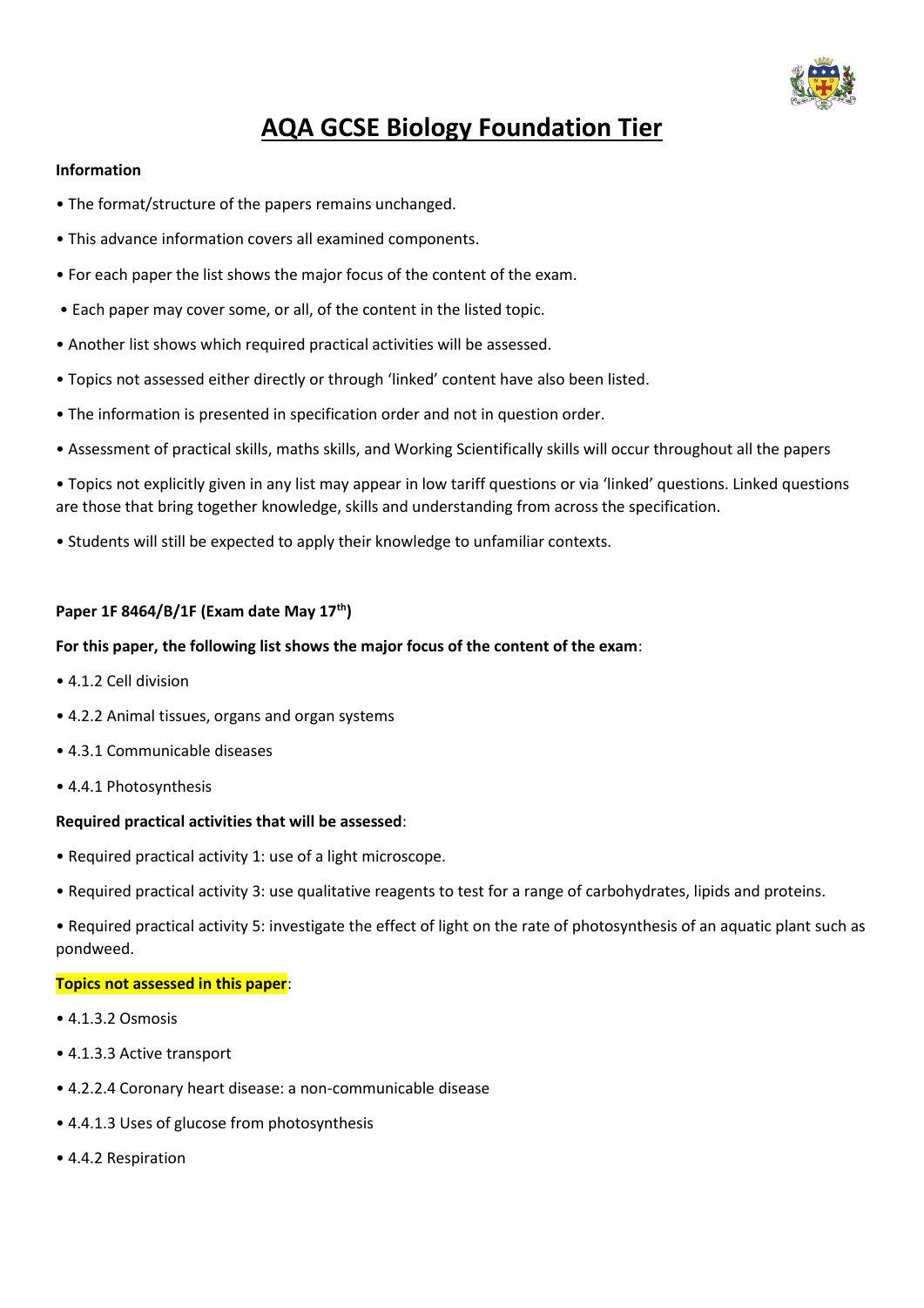# AQA GCSE Biology Foundation Tier

**Information**

- The format/structure of the papers remains unchanged.
- This advance information covers all examined components.
- For each paper the list shows the major focus of the content of the exam.
- Each paper may cover some, or all, of the content in the listed topic.
- Another list shows which required practical activities will be assessed.
- Topics not assessed either directly or through 'linked' content have also been listed.
- The information is presented in specification order and not in question order.
- Assessment of practical skills, maths skills, and Working Scientifically skills will occur throughout all the papers
- Topics not explicitly given in any list may appear in low tariff questions or via 'linked' questions. Linked questions are those that bring together knowledge, skills and understanding from across the specification.
- Students will still be expected to apply their knowledge to unfamiliar contexts.

**Paper 1F 8464/B/1F (Exam date May 17th)**

**For this paper, the following list shows the major focus of the content of the exam**:

- 4.1.2 Cell division
- 4.2.2 Animal tissues, organs and organ systems
- 4.3.1 Communicable diseases
- 4.4.1 Photosynthesis

**Required practical activities that will be assessed**:

- Required practical activity 1: use of a light microscope.
- Required practical activity 3: use qualitative reagents to test for a range of carbohydrates, lipids and proteins.
- Required practical activity 5: investigate the effect of light on the rate of photosynthesis of an aquatic plant such as pondweed.

**Topics not assessed in this paper**:

- 4.1.3.2 Osmosis
- 4.1.3.3 Active transport
- 4.2.2.4 Coronary heart disease: a non-communicable disease
- 4.4.1.3 Uses of glucose from photosynthesis
- 4.4.2 Respiration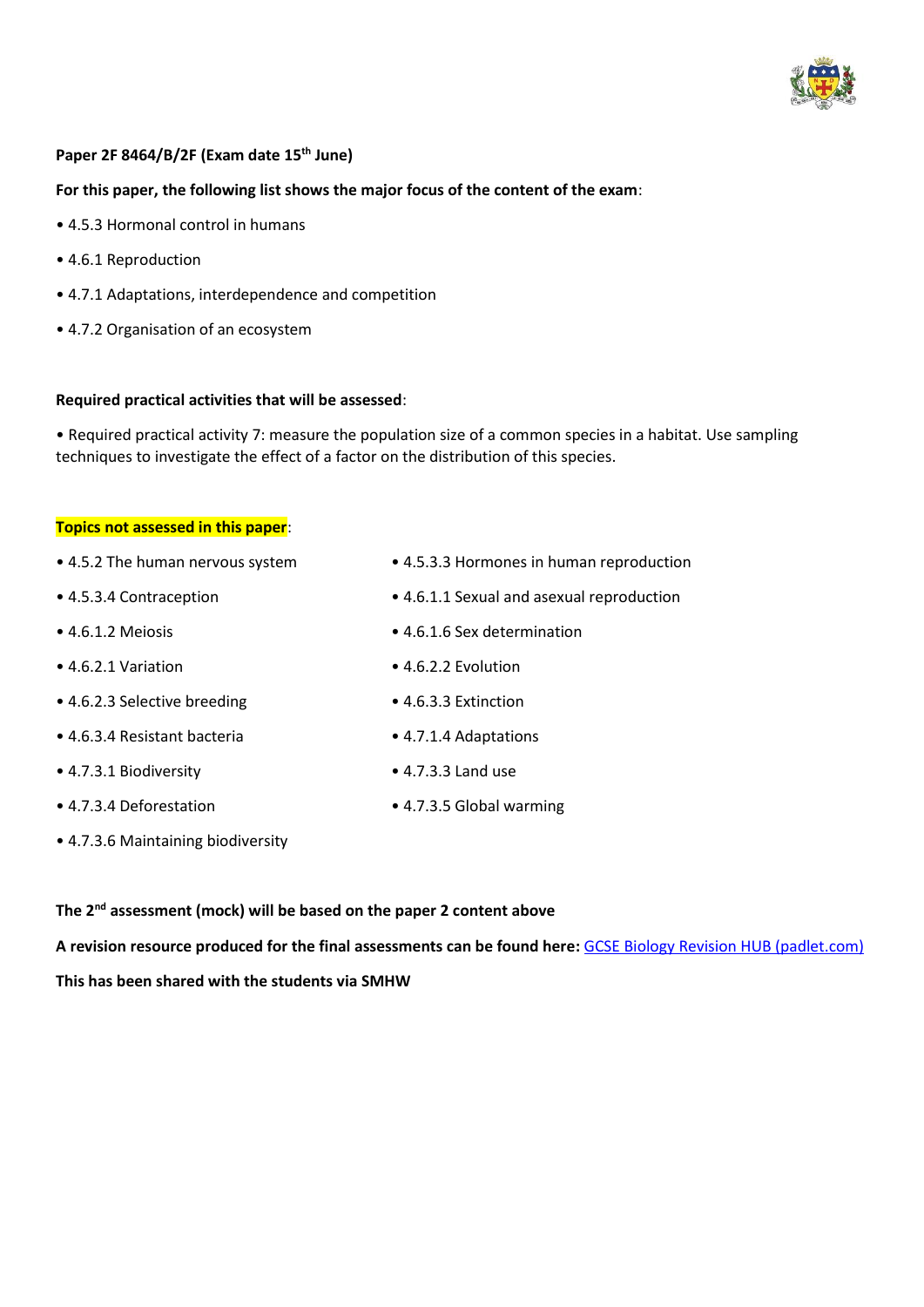**Paper 2F 8464/B/2F (Exam date 15th June)**

**For this paper, the following list shows the major focus of the content of the exam**:

- 4.5.3 Hormonal control in humans
- 4.6.1 Reproduction
- 4.7.1 Adaptations, interdependence and competition
- 4.7.2 Organisation of an ecosystem

**Required practical activities that will be assessed**:

- Required practical activity 7: measure the population size of a common species in a habitat. Use sampling techniques to investigate the effect of a factor on the distribution of this species.

**Topics not assessed in this paper**:

- 4.5.2 The human nervous system
- 4.5.3.3 Hormones in human reproduction
- 4.5.3.4 Contraception
- 4.6.1.1 Sexual and asexual reproduction
- 4.6.1.2 Meiosis
- 4.6.1.6 Sex determination
- 4.6.2.1 Variation
- 4.6.2.2 Evolution
- 4.6.2.3 Selective breeding
- 4.6.3.3 Extinction
- 4.6.3.4 Resistant bacteria
- 4.7.1.4 Adaptations
- 4.7.3.1 Biodiversity
- 4.7.3.3 Land use
- 4.7.3.4 Deforestation
- 4.7.3.5 Global warming
- 4.7.3.6 Maintaining biodiversity

**The 2nd assessment (mock) will be based on the paper 2 content above**

**A revision resource produced for the final assessments can be found here:** GCSE Biology Revision HUB (padlet.com)

**This has been shared with the students via SMHW**